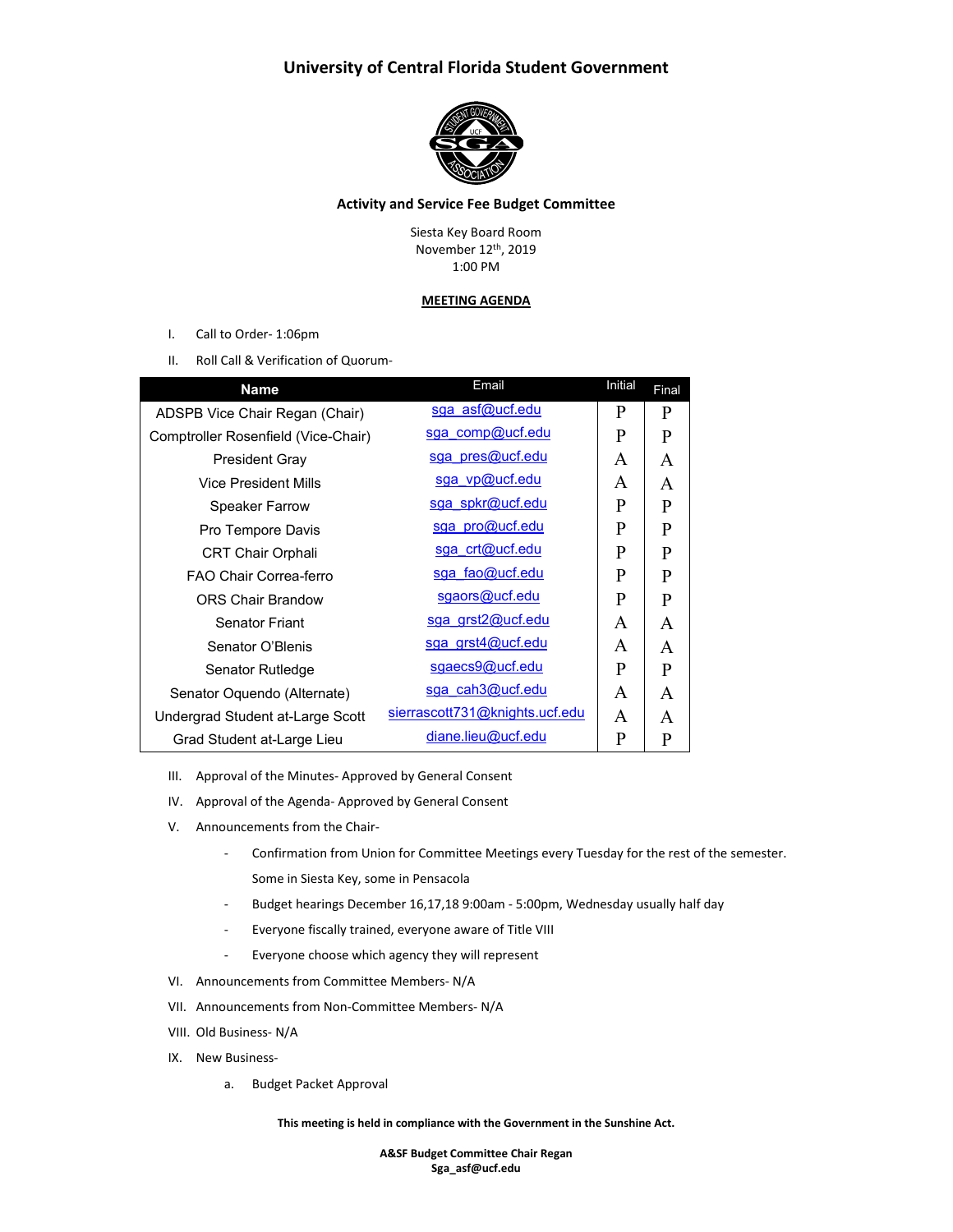# University of Central Florida Student Government

### Activity and Service Fee Budget Committee

Siesta Key Board Room
November 12th, 2019
1:00 PM

**MEETING AGENDA**

I. Call to Order- 1:06pm

II. Roll Call & Verification of Quorum-

| Name | Email | Initial | Final |
|---|---|---|---|
| ADSPB Vice Chair Regan (Chair) | sga_asf@ucf.edu | P | P |
| Comptroller Rosenfield (Vice-Chair) | sga_comp@ucf.edu | P | P |
| President Gray | sga_pres@ucf.edu | A | A |
| Vice President Mills | sga_vp@ucf.edu | A | A |
| Speaker Farrow | sga_spkr@ucf.edu | P | P |
| Pro Tempore Davis | sga_pro@ucf.edu | P | P |
| CRT Chair Orphali | sga_crt@ucf.edu | P | P |
| FAO Chair Correa-ferro | sga_fao@ucf.edu | P | P |
| ORS Chair Brandow | sgaors@ucf.edu | P | P |
| Senator Friant | sga_grst2@ucf.edu | A | A |
| Senator O'Blenis | sga_grst4@ucf.edu | A | A |
| Senator Rutledge | sgaecs9@ucf.edu | P | P |
| Senator Oquendo (Alternate) | sga_cah3@ucf.edu | A | A |
| Undergrad Student at-Large Scott | sierrascott731@knights.ucf.edu | A | A |
| Grad Student at-Large Lieu | diane.lieu@ucf.edu | P | P |

III. Approval of the Minutes- Approved by General Consent

IV. Approval of the Agenda- Approved by General Consent

V. Announcements from the Chair-

- Confirmation from Union for Committee Meetings every Tuesday for the rest of the semester. Some in Siesta Key, some in Pensacola
- Budget hearings December 16,17,18 9:00am - 5:00pm, Wednesday usually half day
- Everyone fiscally trained, everyone aware of Title VIII
- Everyone choose which agency they will represent

VI. Announcements from Committee Members- N/A

VII. Announcements from Non-Committee Members- N/A

VIII. Old Business- N/A

IX. New Business-

a. Budget Packet Approval

**This meeting is held in compliance with the Government in the Sunshine Act.**

**A&SF Budget Committee Chair Regan**
**Sga_asf@ucf.edu**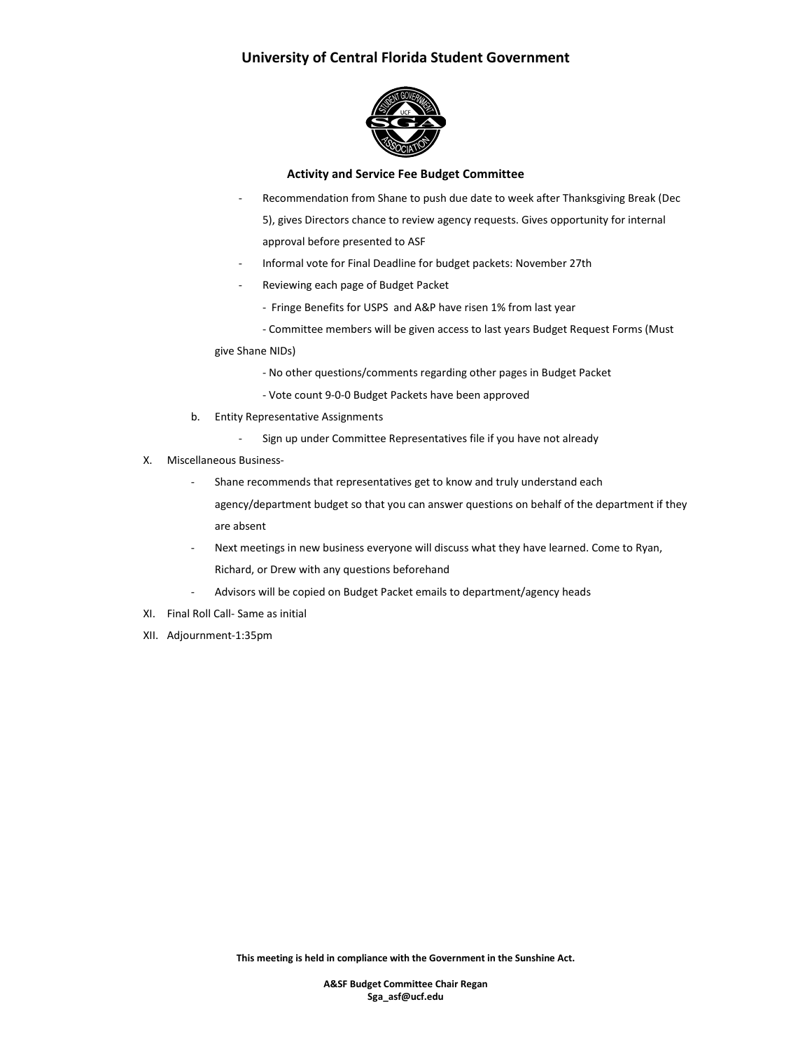- Recommendation from Shane to push due date to week after Thanksgiving Break (Dec 5), gives Directors chance to review agency requests. Gives opportunity for internal approval before presented to ASF
- Informal vote for Final Deadline for budget packets: November 27th
- Reviewing each page of Budget Packet
  - Fringe Benefits for USPS and A&P have risen 1% from last year
  - Committee members will be given access to last years Budget Request Forms (Must give Shane NIDs)
  - No other questions/comments regarding other pages in Budget Packet
  - Vote count 9-0-0 Budget Packets have been approved

b. Entity Representative Assignments
  - Sign up under Committee Representatives file if you have not already

X. Miscellaneous Business-
- Shane recommends that representatives get to know and truly understand each agency/department budget so that you can answer questions on behalf of the department if they are absent
- Next meetings in new business everyone will discuss what they have learned. Come to Ryan, Richard, or Drew with any questions beforehand
- Advisors will be copied on Budget Packet emails to department/agency heads

XI. Final Roll Call- Same as initial

XII. Adjournment-1:35pm